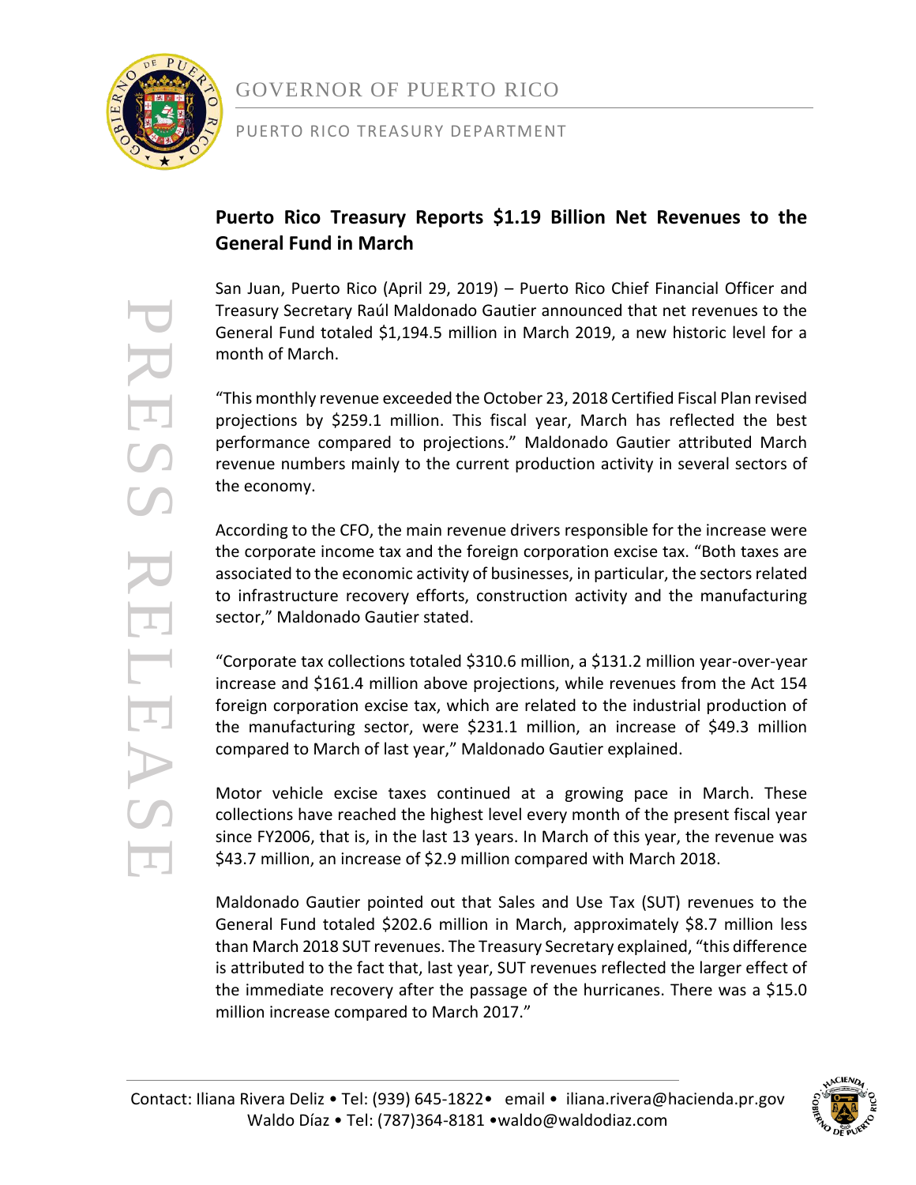GOVERNOR OF PUERTO RICO

PUERTO RICO TREASURY DEPARTMENT

PRESS RELEASE

# Puerto Rico Treasury Reports $1.19 Billion Net Revenues to the General Fund in March

San Juan, Puerto Rico (April 29, 2019) – Puerto Rico Chief Financial Officer and Treasury Secretary Raúl Maldonado Gautier announced that net revenues to the General Fund totaled $1,194.5 million in March 2019, a new historic level for a month of March.

"This monthly revenue exceeded the October 23, 2018 Certified Fiscal Plan revised projections by $259.1 million. This fiscal year, March has reflected the best performance compared to projections." Maldonado Gautier attributed March revenue numbers mainly to the current production activity in several sectors of the economy.

According to the CFO, the main revenue drivers responsible for the increase were the corporate income tax and the foreign corporation excise tax. "Both taxes are associated to the economic activity of businesses, in particular, the sectors related to infrastructure recovery efforts, construction activity and the manufacturing sector," Maldonado Gautier stated.

"Corporate tax collections totaled $310.6 million, a $131.2 million year-over-year increase and $161.4 million above projections, while revenues from the Act 154 foreign corporation excise tax, which are related to the industrial production of the manufacturing sector, were $231.1 million, an increase of $49.3 million compared to March of last year," Maldonado Gautier explained.

Motor vehicle excise taxes continued at a growing pace in March. These collections have reached the highest level every month of the present fiscal year since FY2006, that is, in the last 13 years. In March of this year, the revenue was $43.7 million, an increase of $2.9 million compared with March 2018.

Maldonado Gautier pointed out that Sales and Use Tax (SUT) revenues to the General Fund totaled $202.6 million in March, approximately $8.7 million less than March 2018 SUT revenues. The Treasury Secretary explained, "this difference is attributed to the fact that, last year, SUT revenues reflected the larger effect of the immediate recovery after the passage of the hurricanes. There was a $15.0 million increase compared to March 2017."

Contact: Iliana Rivera Deliz • Tel: (939) 645-1822• email • iliana.rivera@hacienda.pr.gov
Waldo Díaz • Tel: (787)364-8181 •waldo@waldodiaz.com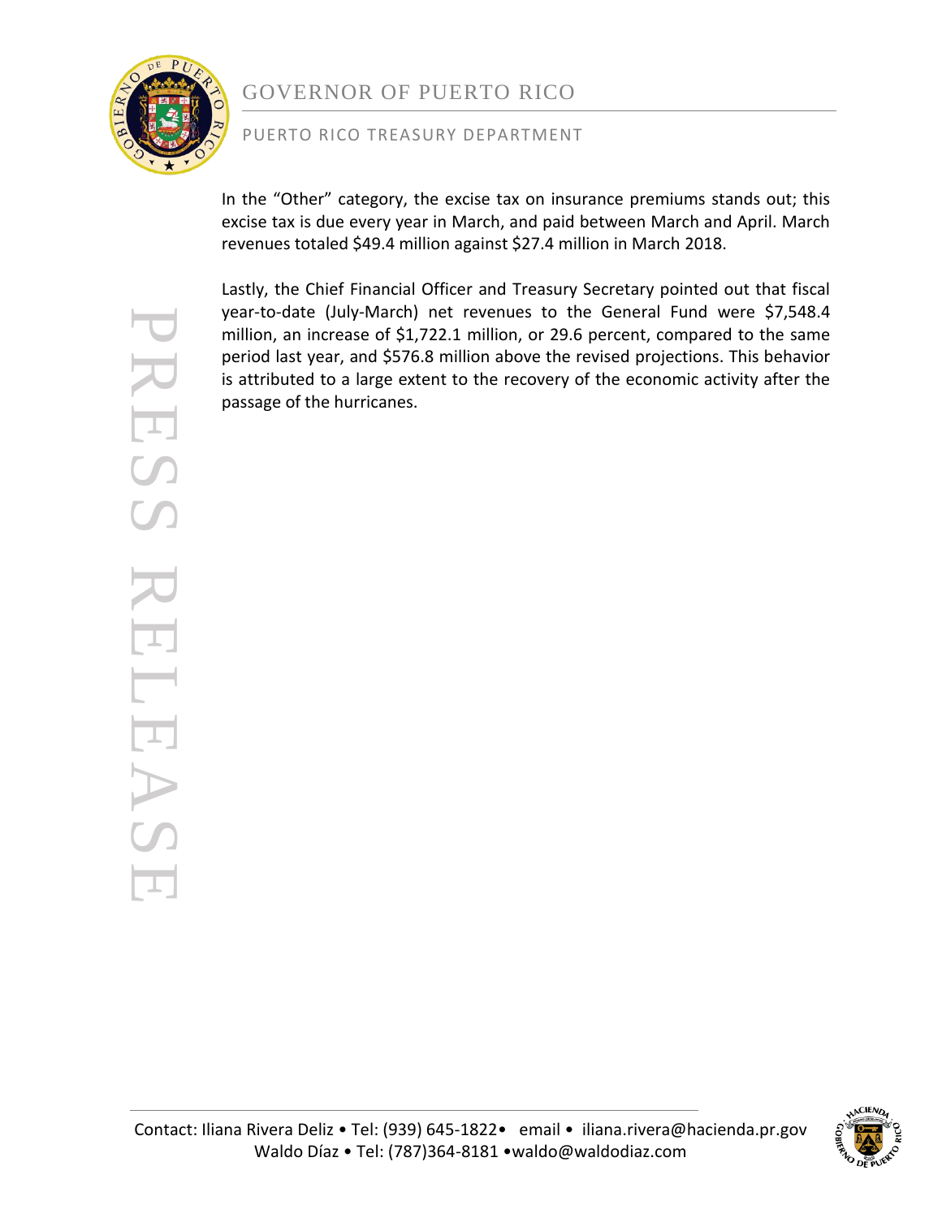In the "Other" category, the excise tax on insurance premiums stands out; this excise tax is due every year in March, and paid between March and April. March revenues totaled $49.4 million against $27.4 million in March 2018.

Lastly, the Chief Financial Officer and Treasury Secretary pointed out that fiscal year-to-date (July-March) net revenues to the General Fund were $7,548.4 million, an increase of $1,722.1 million, or 29.6 percent, compared to the same period last year, and $576.8 million above the revised projections. This behavior is attributed to a large extent to the recovery of the economic activity after the passage of the hurricanes.

Contact: Iliana Rivera Deliz • Tel: (939) 645-1822• email • iliana.rivera@hacienda.pr.gov
Waldo Díaz • Tel: (787)364-8181 •waldo@waldodiaz.com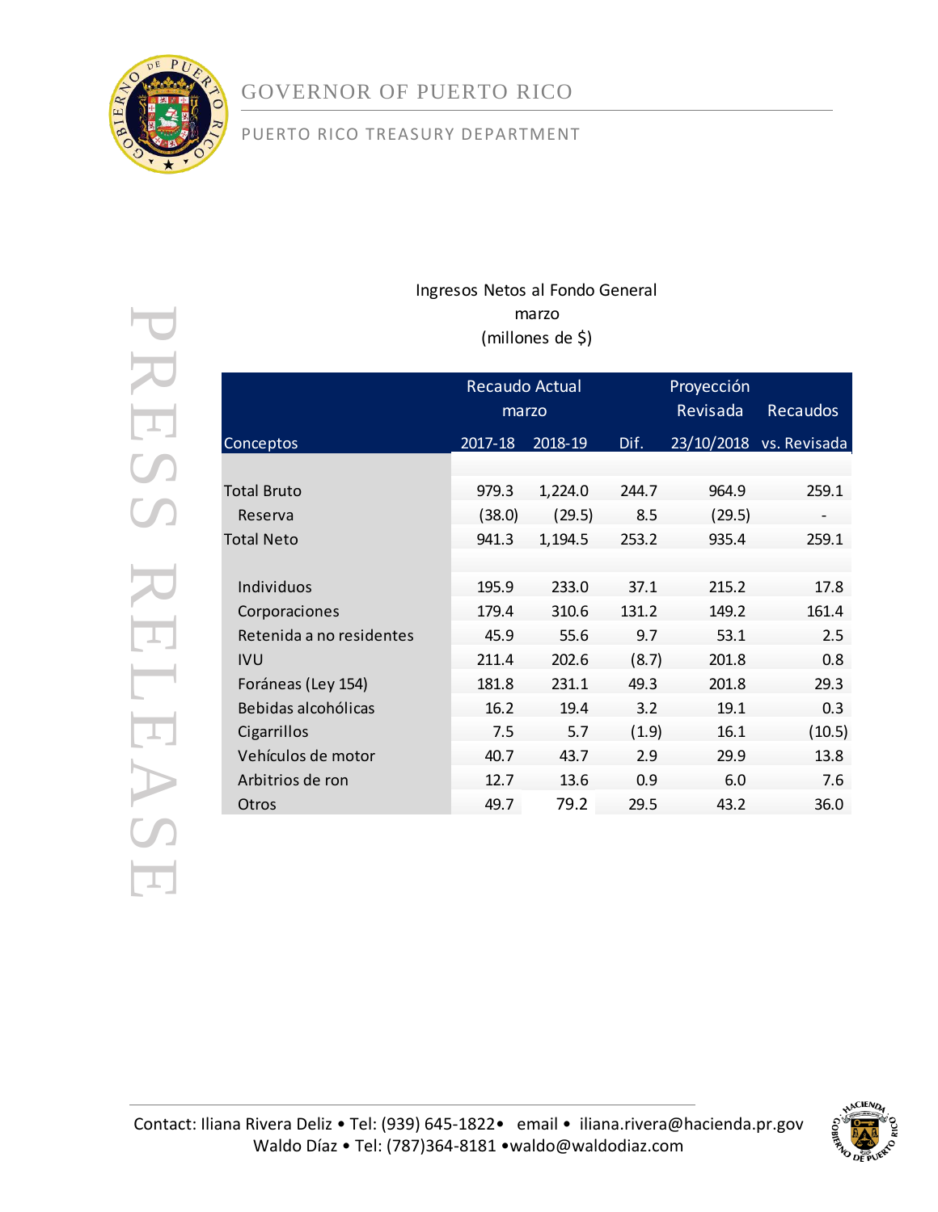GOVERNOR OF PUERTO RICO

PUERTO RICO TREASURY DEPARTMENT

PRESS RELEASE

Ingresos Netos al Fondo General
marzo
(millones de $)

| Conceptos | Recaudo Actual marzo 2017-18 | Recaudo Actual marzo 2018-19 | Dif. | Proyección Revisada 23/10/2018 | Recaudos vs. Revisada |
|---|---|---|---|---|---|
| Total Bruto | 979.3 | 1,224.0 | 244.7 | 964.9 | 259.1 |
| Reserva | (38.0) | (29.5) | 8.5 | (29.5) | - |
| Total Neto | 941.3 | 1,194.5 | 253.2 | 935.4 | 259.1 |
| Individuos | 195.9 | 233.0 | 37.1 | 215.2 | 17.8 |
| Corporaciones | 179.4 | 310.6 | 131.2 | 149.2 | 161.4 |
| Retenida a no residentes | 45.9 | 55.6 | 9.7 | 53.1 | 2.5 |
| IVU | 211.4 | 202.6 | (8.7) | 201.8 | 0.8 |
| Foráneas (Ley 154) | 181.8 | 231.1 | 49.3 | 201.8 | 29.3 |
| Bebidas alcohólicas | 16.2 | 19.4 | 3.2 | 19.1 | 0.3 |
| Cigarrillos | 7.5 | 5.7 | (1.9) | 16.1 | (10.5) |
| Vehículos de motor | 40.7 | 43.7 | 2.9 | 29.9 | 13.8 |
| Arbitrios de ron | 12.7 | 13.6 | 0.9 | 6.0 | 7.6 |
| Otros | 49.7 | 79.2 | 29.5 | 43.2 | 36.0 |

Contact: Iliana Rivera Deliz • Tel: (939) 645-1822• email • iliana.rivera@hacienda.pr.gov
Waldo Díaz • Tel: (787)364-8181 •waldo@waldodiaz.com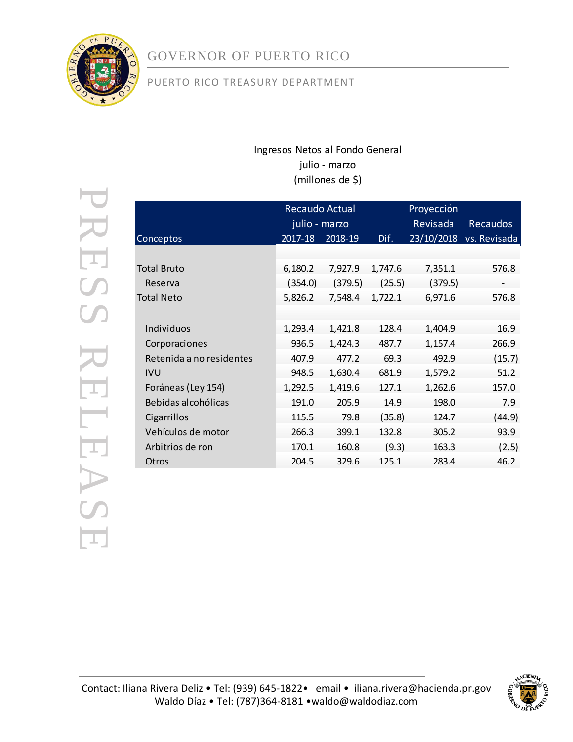GOVERNOR OF PUERTO RICO

PUERTO RICO TREASURY DEPARTMENT

PRESS RELEASE

Ingresos Netos al Fondo General
julio - marzo
(millones de $)

| Conceptos | Recaudo Actual julio - marzo 2017-18 | 2018-19 | Dif. | Proyección Revisada 23/10/2018 | Recaudos vs. Revisada |
|---|---|---|---|---|---|
| Total Bruto | 6,180.2 | 7,927.9 | 1,747.6 | 7,351.1 | 576.8 |
| Reserva | (354.0) | (379.5) | (25.5) | (379.5) | - |
| Total Neto | 5,826.2 | 7,548.4 | 1,722.1 | 6,971.6 | 576.8 |
| Individuos | 1,293.4 | 1,421.8 | 128.4 | 1,404.9 | 16.9 |
| Corporaciones | 936.5 | 1,424.3 | 487.7 | 1,157.4 | 266.9 |
| Retenida a no residentes | 407.9 | 477.2 | 69.3 | 492.9 | (15.7) |
| IVU | 948.5 | 1,630.4 | 681.9 | 1,579.2 | 51.2 |
| Foráneas (Ley 154) | 1,292.5 | 1,419.6 | 127.1 | 1,262.6 | 157.0 |
| Bebidas alcohólicas | 191.0 | 205.9 | 14.9 | 198.0 | 7.9 |
| Cigarrillos | 115.5 | 79.8 | (35.8) | 124.7 | (44.9) |
| Vehículos de motor | 266.3 | 399.1 | 132.8 | 305.2 | 93.9 |
| Arbitrios de ron | 170.1 | 160.8 | (9.3) | 163.3 | (2.5) |
| Otros | 204.5 | 329.6 | 125.1 | 283.4 | 46.2 |

Contact: Iliana Rivera Deliz • Tel: (939) 645-1822 • email • iliana.rivera@hacienda.pr.gov
Waldo Díaz • Tel: (787)364-8181 • waldo@waldodiaz.com